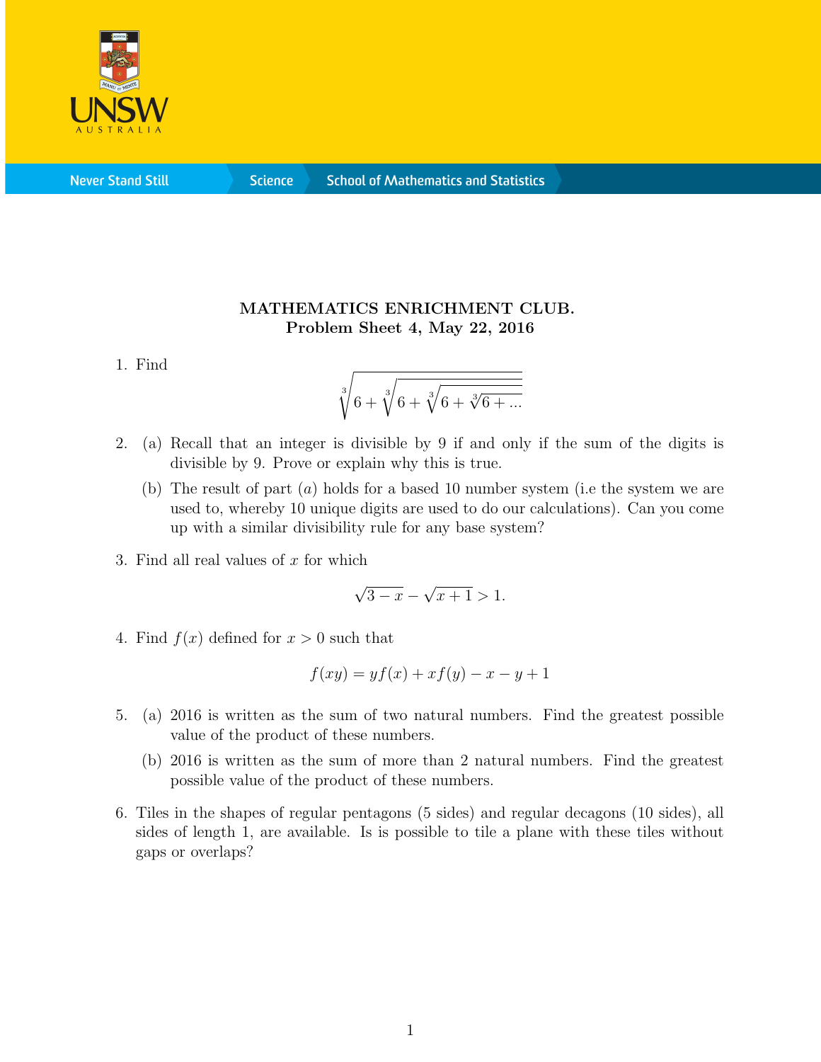**MATHEMATICS ENRICHMENT CLUB.**
**Problem Sheet 4, May 22, 2016**

1. Find

$$\sqrt[3]{6+\sqrt[3]{6+\sqrt[3]{6+\sqrt[3]{6+\ldots}}}}$$

2. (a) Recall that an integer is divisible by 9 if and only if the sum of the digits is divisible by 9. Prove or explain why this is true.

   (b) The result of part $(a)$ holds for a based 10 number system (i.e the system we are used to, whereby 10 unique digits are used to do our calculations). Can you come up with a similar divisibility rule for any base system?

3. Find all real values of $x$ for which

$$\sqrt{3-x}-\sqrt{x+1}>1.$$

4. Find $f(x)$ defined for $x>0$ such that

$$f(xy)=yf(x)+xf(y)-x-y+1$$

5. (a) 2016 is written as the sum of two natural numbers. Find the greatest possible value of the product of these numbers.

   (b) 2016 is written as the sum of more than 2 natural numbers. Find the greatest possible value of the product of these numbers.

6. Tiles in the shapes of regular pentagons (5 sides) and regular decagons (10 sides), all sides of length 1, are available. Is is possible to tile a plane with these tiles without gaps or overlaps?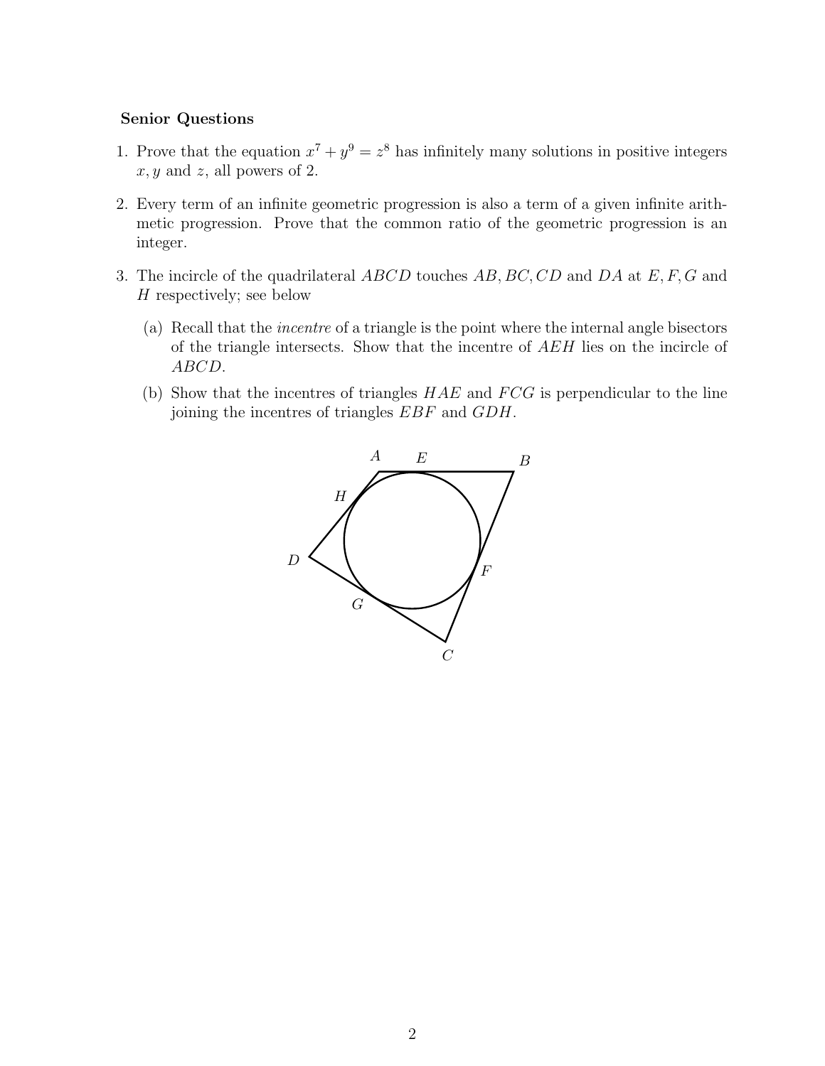**Senior Questions**

1. Prove that the equation $x^7 + y^9 = z^8$ has infinitely many solutions in positive integers $x, y$ and $z$, all powers of 2.

2. Every term of an infinite geometric progression is also a term of a given infinite arithmetic progression. Prove that the common ratio of the geometric progression is an integer.

3. The incircle of the quadrilateral $ABCD$ touches $AB, BC, CD$ and $DA$ at $E, F, G$ and $H$ respectively; see below

   (a) Recall that the *incentre* of a triangle is the point where the internal angle bisectors of the triangle intersects. Show that the incentre of $AEH$ lies on the incircle of $ABCD$.

   (b) Show that the incentres of triangles $HAE$ and $FCG$ is perpendicular to the line joining the incentres of triangles $EBF$ and $GDH$.

A
E
B
H
D
F
G
C